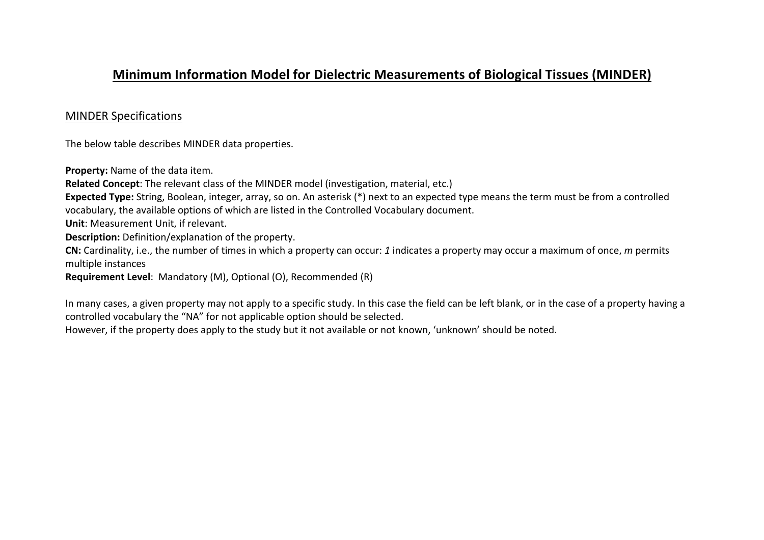# Minimum Information Model for Dielectric Measurements of Biological Tissues (MINDER)

## MINDER Specifications

The below table describes MINDER data properties.

**Property:** Name of the data item.
**Related Concept**: The relevant class of the MINDER model (investigation, material, etc.)
**Expected Type:** String, Boolean, integer, array, so on. An asterisk (*) next to an expected type means the term must be from a controlled vocabulary, the available options of which are listed in the Controlled Vocabulary document.
**Unit**: Measurement Unit, if relevant.
**Description:** Definition/explanation of the property.
**CN:** Cardinality, i.e., the number of times in which a property can occur: *1* indicates a property may occur a maximum of once, *m* permits multiple instances
**Requirement Level**: Mandatory (M), Optional (O), Recommended (R)

In many cases, a given property may not apply to a specific study. In this case the field can be left blank, or in the case of a property having a controlled vocabulary the "NA" for not applicable option should be selected.
However, if the property does apply to the study but it not available or not known, 'unknown' should be noted.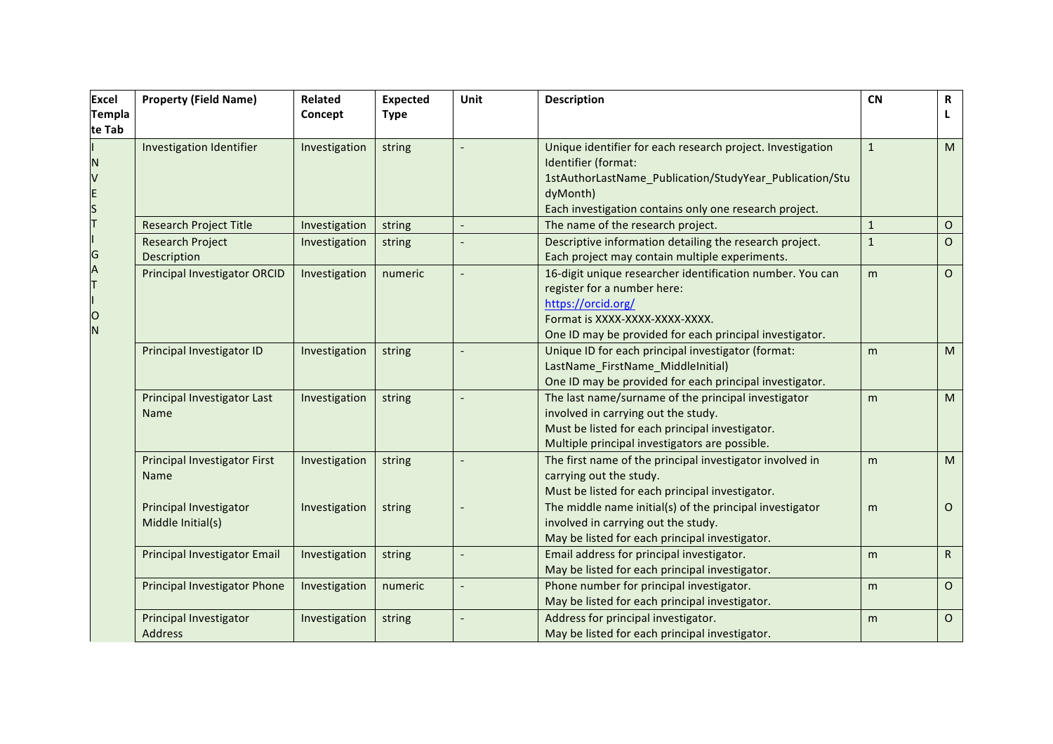| Excel Template Tab | Property (Field Name) | Related Concept | Expected Type | Unit | Description | CN | RL |
|---|---|---|---|---|---|---|---|
| INVESTIGATION | Investigation Identifier | Investigation | string | - | Unique identifier for each research project. Investigation Identifier (format: 1stAuthorLastName_Publication/StudyYear_Publication/StudyMonth) Each investigation contains only one research project. | 1 | M |
| | Research Project Title | Investigation | string | - | The name of the research project. | 1 | O |
| | Research Project Description | Investigation | string | - | Descriptive information detailing the research project. Each project may contain multiple experiments. | 1 | O |
| | Principal Investigator ORCID | Investigation | numeric | - | 16-digit unique researcher identification number. You can register for a number here: https://orcid.org/ Format is XXXX-XXXX-XXXX-XXXX. One ID may be provided for each principal investigator. | m | O |
| | Principal Investigator ID | Investigation | string | - | Unique ID for each principal investigator (format: LastName_FirstName_MiddleInitial) One ID may be provided for each principal investigator. | m | M |
| | Principal Investigator Last Name | Investigation | string | - | The last name/surname of the principal investigator involved in carrying out the study. Must be listed for each principal investigator. Multiple principal investigators are possible. | m | M |
| | Principal Investigator First Name | Investigation | string | - | The first name of the principal investigator involved in carrying out the study. Must be listed for each principal investigator. | m | M |
| | Principal Investigator Middle Initial(s) | Investigation | string | - | The middle name initial(s) of the principal investigator involved in carrying out the study. May be listed for each principal investigator. | m | O |
| | Principal Investigator Email | Investigation | string | - | Email address for principal investigator. May be listed for each principal investigator. | m | R |
| | Principal Investigator Phone | Investigation | numeric | - | Phone number for principal investigator. May be listed for each principal investigator. | m | O |
| | Principal Investigator Address | Investigation | string | - | Address for principal investigator. May be listed for each principal investigator. | m | O |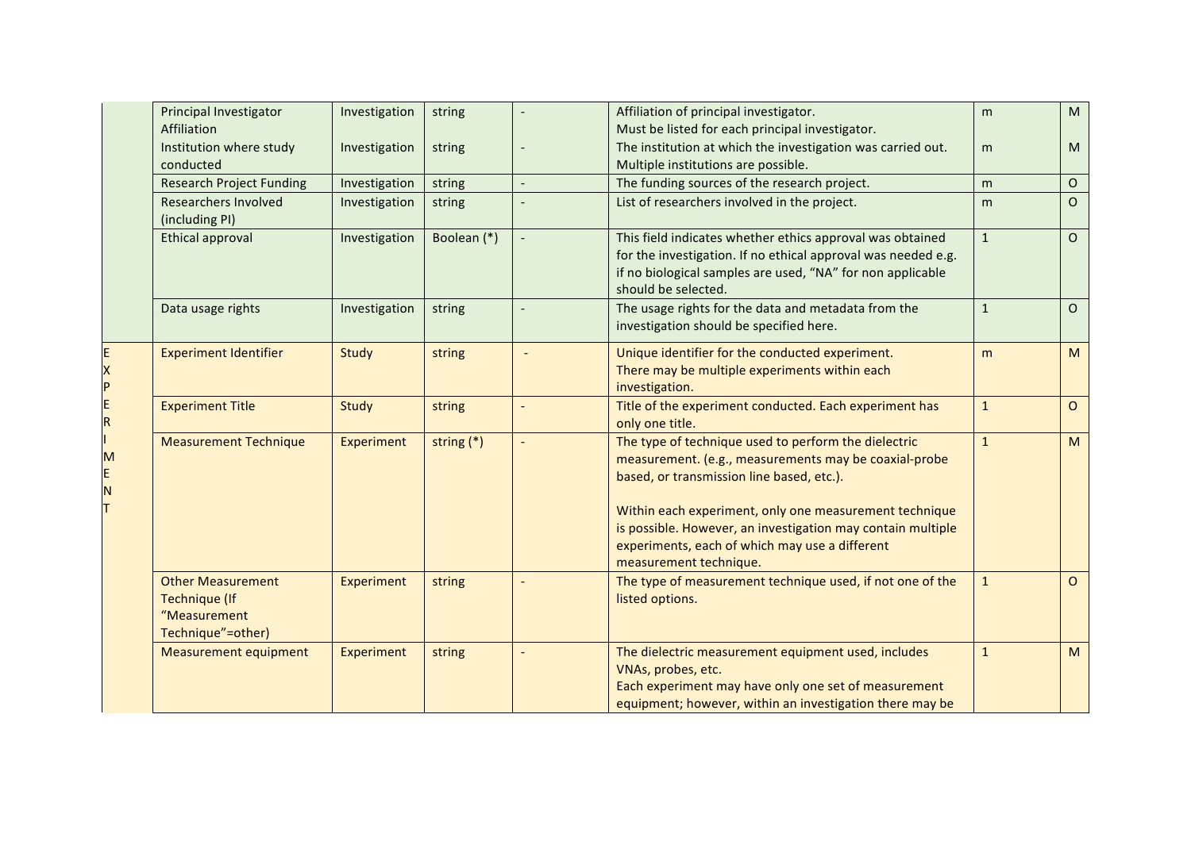| | | | | | | | |
|---|---|---|---|---|---|---|---|
| | Principal Investigator Affiliation | Investigation | string | - | Affiliation of principal investigator. Must be listed for each principal investigator. | m | M |
| | Institution where study conducted | Investigation | string | - | The institution at which the investigation was carried out. Multiple institutions are possible. | m | M |
| | Research Project Funding | Investigation | string | - | The funding sources of the research project. | m | O |
| | Researchers Involved (including PI) | Investigation | string | - | List of researchers involved in the project. | m | O |
| | Ethical approval | Investigation | Boolean (*) | - | This field indicates whether ethics approval was obtained for the investigation. If no ethical approval was needed e.g. if no biological samples are used, “NA” for non applicable should be selected. | 1 | O |
| | Data usage rights | Investigation | string | - | The usage rights for the data and metadata from the investigation should be specified here. | 1 | O |
| EXPERIMENT | Experiment Identifier | Study | string | - | Unique identifier for the conducted experiment. There may be multiple experiments within each investigation. | m | M |
| | Experiment Title | Study | string | - | Title of the experiment conducted. Each experiment has only one title. | 1 | O |
| | Measurement Technique | Experiment | string (*) | - | The type of technique used to perform the dielectric measurement. (e.g., measurements may be coaxial-probe based, or transmission line based, etc.). Within each experiment, only one measurement technique is possible. However, an investigation may contain multiple experiments, each of which may use a different measurement technique. | 1 | M |
| | Other Measurement Technique (If “Measurement Technique”=other) | Experiment | string | - | The type of measurement technique used, if not one of the listed options. | 1 | O |
| | Measurement equipment | Experiment | string | - | The dielectric measurement equipment used, includes VNAs, probes, etc. Each experiment may have only one set of measurement equipment; however, within an investigation there may be | 1 | M |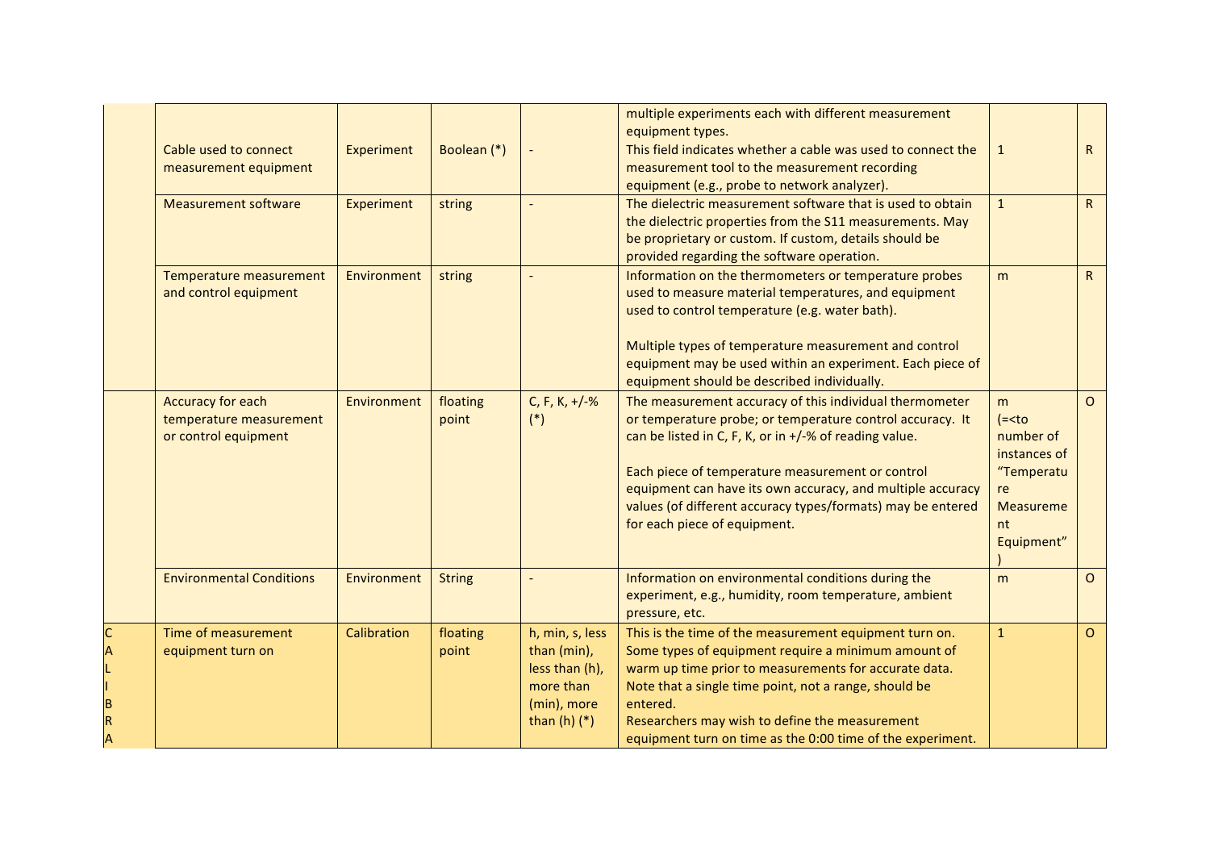| | | | | | | | |
|---|---|---|---|---|---|---|---|
| | Cable used to connect measurement equipment | Experiment | Boolean (*) | - | multiple experiments each with different measurement equipment types.<br>This field indicates whether a cable was used to connect the measurement tool to the measurement recording equipment (e.g., probe to network analyzer). | 1 | R |
| | Measurement software | Experiment | string | - | The dielectric measurement software that is used to obtain the dielectric properties from the S11 measurements. May be proprietary or custom. If custom, details should be provided regarding the software operation. | 1 | R |
| | Temperature measurement and control equipment | Environment | string | - | Information on the thermometers or temperature probes used to measure material temperatures, and equipment used to control temperature (e.g. water bath).<br><br>Multiple types of temperature measurement and control equipment may be used within an experiment. Each piece of equipment should be described individually. | m | R |
| | Accuracy for each temperature measurement or control equipment | Environment | floating point | C, F, K, +/-% (*) | The measurement accuracy of this individual thermometer or temperature probe; or temperature control accuracy. It can be listed in C, F, K, or in +/-% of reading value.<br><br>Each piece of temperature measurement or control equipment can have its own accuracy, and multiple accuracy values (of different accuracy types/formats) may be entered for each piece of equipment. | m (=<to number of instances of "Temperature Measurement Equipment") | O |
| | Environmental Conditions | Environment | String | - | Information on environmental conditions during the experiment, e.g., humidity, room temperature, ambient pressure, etc. | m | O |
| CALIBRA | Time of measurement equipment turn on | Calibration | floating point | h, min, s, less than (min), less than (h), more than (min), more than (h) (*) | This is the time of the measurement equipment turn on. Some types of equipment require a minimum amount of warm up time prior to measurements for accurate data. Note that a single time point, not a range, should be entered.<br>Researchers may wish to define the measurement equipment turn on time as the 0:00 time of the experiment. | 1 | O |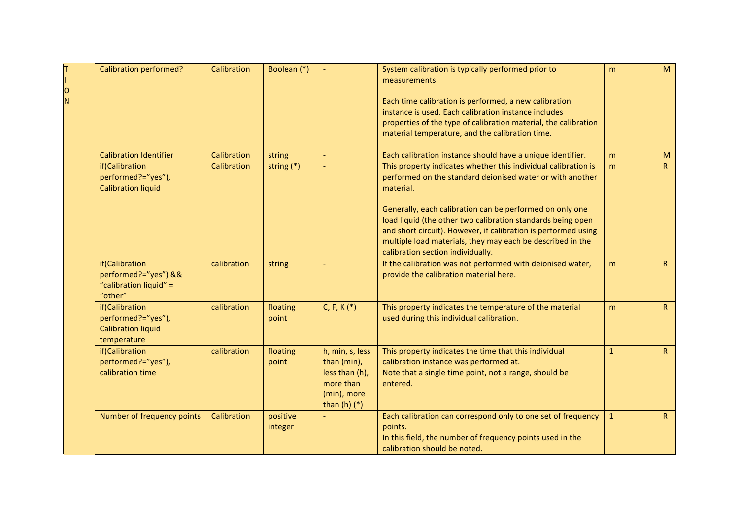| | | | | | | | |
|---|---|---|---|---|---|---|---|
| T<br>I<br>O<br>N | Calibration performed? | Calibration | Boolean (*) | - | System calibration is typically performed prior to measurements.<br><br>Each time calibration is performed, a new calibration instance is used. Each calibration instance includes properties of the type of calibration material, the calibration material temperature, and the calibration time. | m | M |
| | Calibration Identifier | Calibration | string | - | Each calibration instance should have a unique identifier. | m | M |
| | if(Calibration performed?="yes"), Calibration liquid | Calibration | string (*) | - | This property indicates whether this individual calibration is performed on the standard deionised water or with another material.<br><br>Generally, each calibration can be performed on only one load liquid (the other two calibration standards being open and short circuit). However, if calibration is performed using multiple load materials, they may each be described in the calibration section individually. | m | R |
| | if(Calibration performed?="yes") && "calibration liquid" = "other" | calibration | string | - | If the calibration was not performed with deionised water, provide the calibration material here. | m | R |
| | if(Calibration performed?="yes"), Calibration liquid temperature | calibration | floating point | C, F, K (*) | This property indicates the temperature of the material used during this individual calibration. | m | R |
| | if(Calibration performed?="yes"), calibration time | calibration | floating point | h, min, s, less than (min), less than (h), more than (min), more than (h) (*) | This property indicates the time that this individual calibration instance was performed at.<br>Note that a single time point, not a range, should be entered. | 1 | R |
| | Number of frequency points | Calibration | positive integer | - | Each calibration can correspond only to one set of frequency points.<br>In this field, the number of frequency points used in the calibration should be noted. | 1 | R |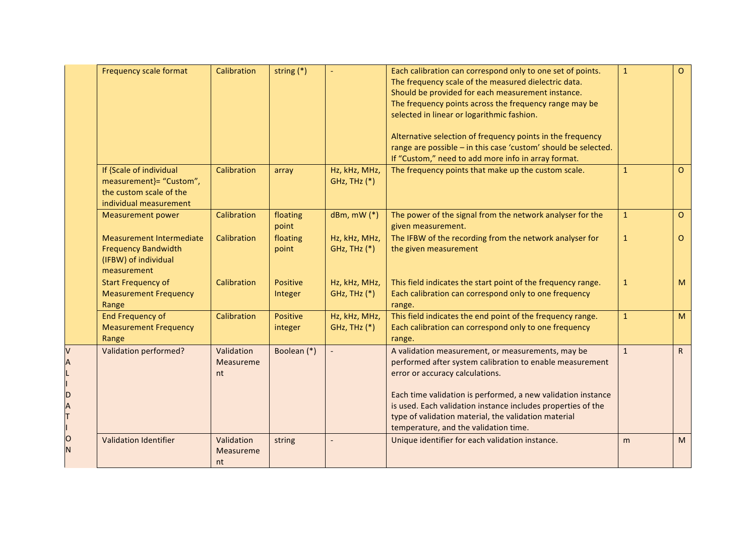|  | Frequency scale format | Calibration | string (*) | - | Each calibration can correspond only to one set of points. The frequency scale of the measured dielectric data. Should be provided for each measurement instance. The frequency points across the frequency range may be selected in linear or logarithmic fashion.<br><br>Alternative selection of frequency points in the frequency range are possible – in this case 'custom' should be selected. If "Custom," need to add more info in array format. | 1 | O |
|---|---|---|---|---|---|---|---|
|  | If {Scale of individual measurement}= "Custom", the custom scale of the individual measurement | Calibration | array | Hz, kHz, MHz, GHz, THz (*) | The frequency points that make up the custom scale. | 1 | O |
|  | Measurement power | Calibration | floating point | dBm, mW (*) | The power of the signal from the network analyser for the given measurement. | 1 | O |
|  | Measurement Intermediate Frequency Bandwidth (IFBW) of individual measurement | Calibration | floating point | Hz, kHz, MHz, GHz, THz (*) | The IFBW of the recording from the network analyser for the given measurement | 1 | O |
|  | Start Frequency of Measurement Frequency Range | Calibration | Positive Integer | Hz, kHz, MHz, GHz, THz (*) | This field indicates the start point of the frequency range. Each calibration can correspond only to one frequency range. | 1 | M |
|  | End Frequency of Measurement Frequency Range | Calibration | Positive integer | Hz, kHz, MHz, GHz, THz (*) | This field indicates the end point of the frequency range. Each calibration can correspond only to one frequency range. | 1 | M |
| VALIDATION | Validation performed? | Validation Measurement | Boolean (*) | - | A validation measurement, or measurements, may be performed after system calibration to enable measurement error or accuracy calculations.<br><br>Each time validation is performed, a new validation instance is used. Each validation instance includes properties of the type of validation material, the validation material temperature, and the validation time. | 1 | R |
|  | Validation Identifier | Validation Measurement | string | - | Unique identifier for each validation instance. | m | M |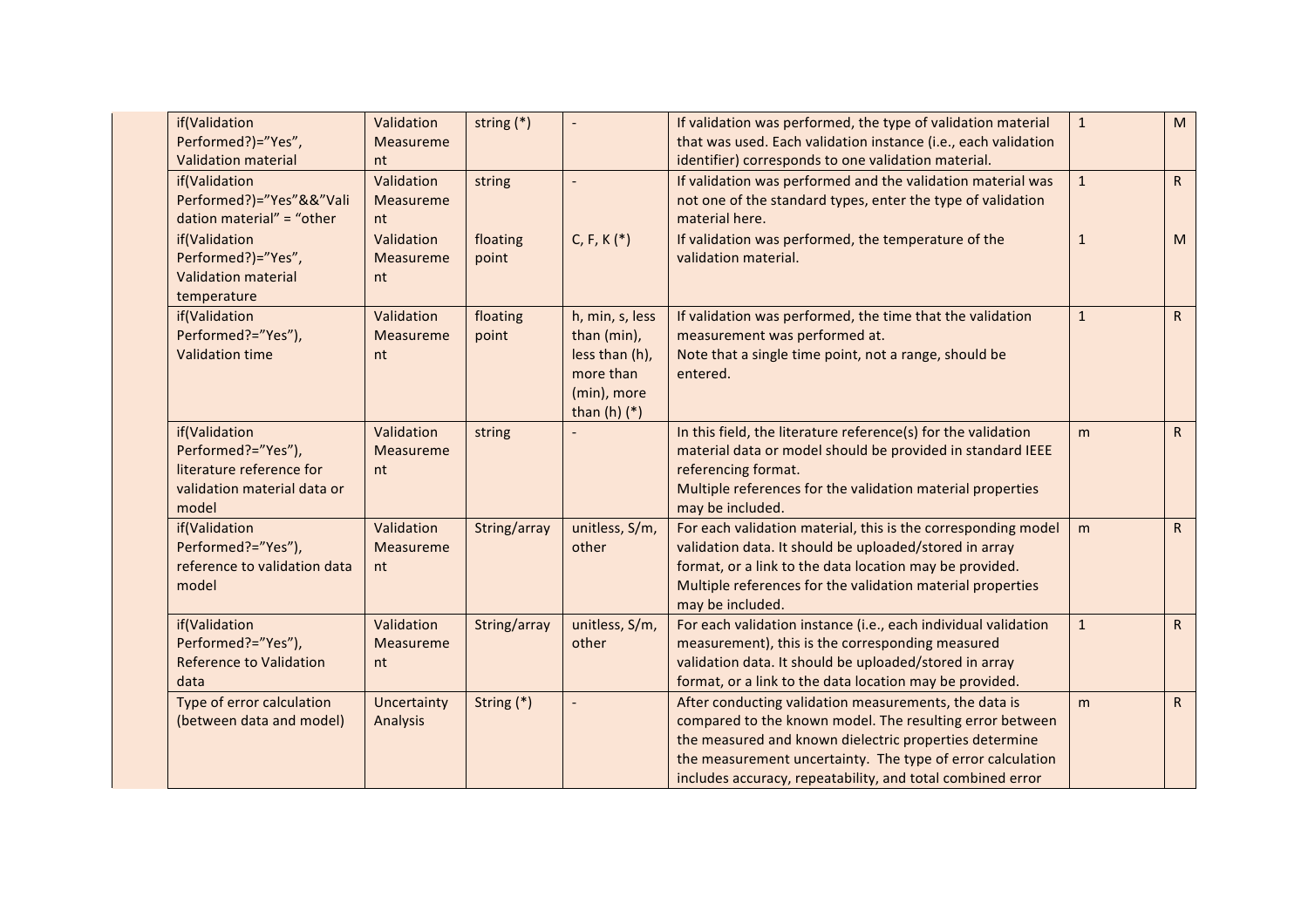| | | | | | | |
|---|---|---|---|---|---|---|
| if(Validation Performed?)="Yes", Validation material | Validation Measurement | string (*) | - | If validation was performed, the type of validation material that was used. Each validation instance (i.e., each validation identifier) corresponds to one validation material. | 1 | M |
| if(Validation Performed?)="Yes"&&"Validation material" = "other | Validation Measurement | string | - | If validation was performed and the validation material was not one of the standard types, enter the type of validation material here. | 1 | R |
| if(Validation Performed?)="Yes", Validation material temperature | Validation Measurement | floating point | C, F, K (*) | If validation was performed, the temperature of the validation material. | 1 | M |
| if(Validation Performed?="Yes"), Validation time | Validation Measurement | floating point | h, min, s, less than (min), less than (h), more than (min), more than (h) (*) | If validation was performed, the time that the validation measurement was performed at. Note that a single time point, not a range, should be entered. | 1 | R |
| if(Validation Performed?="Yes"), literature reference for validation material data or model | Validation Measurement | string | - | In this field, the literature reference(s) for the validation material data or model should be provided in standard IEEE referencing format. Multiple references for the validation material properties may be included. | m | R |
| if(Validation Performed?="Yes"), reference to validation data model | Validation Measurement | String/array | unitless, S/m, other | For each validation material, this is the corresponding model validation data. It should be uploaded/stored in array format, or a link to the data location may be provided. Multiple references for the validation material properties may be included. | m | R |
| if(Validation Performed?="Yes"), Reference to Validation data | Validation Measurement | String/array | unitless, S/m, other | For each validation instance (i.e., each individual validation measurement), this is the corresponding measured validation data. It should be uploaded/stored in array format, or a link to the data location may be provided. | 1 | R |
| Type of error calculation (between data and model) | Uncertainty Analysis | String (*) | - | After conducting validation measurements, the data is compared to the known model. The resulting error between the measured and known dielectric properties determine the measurement uncertainty. The type of error calculation includes accuracy, repeatability, and total combined error | m | R |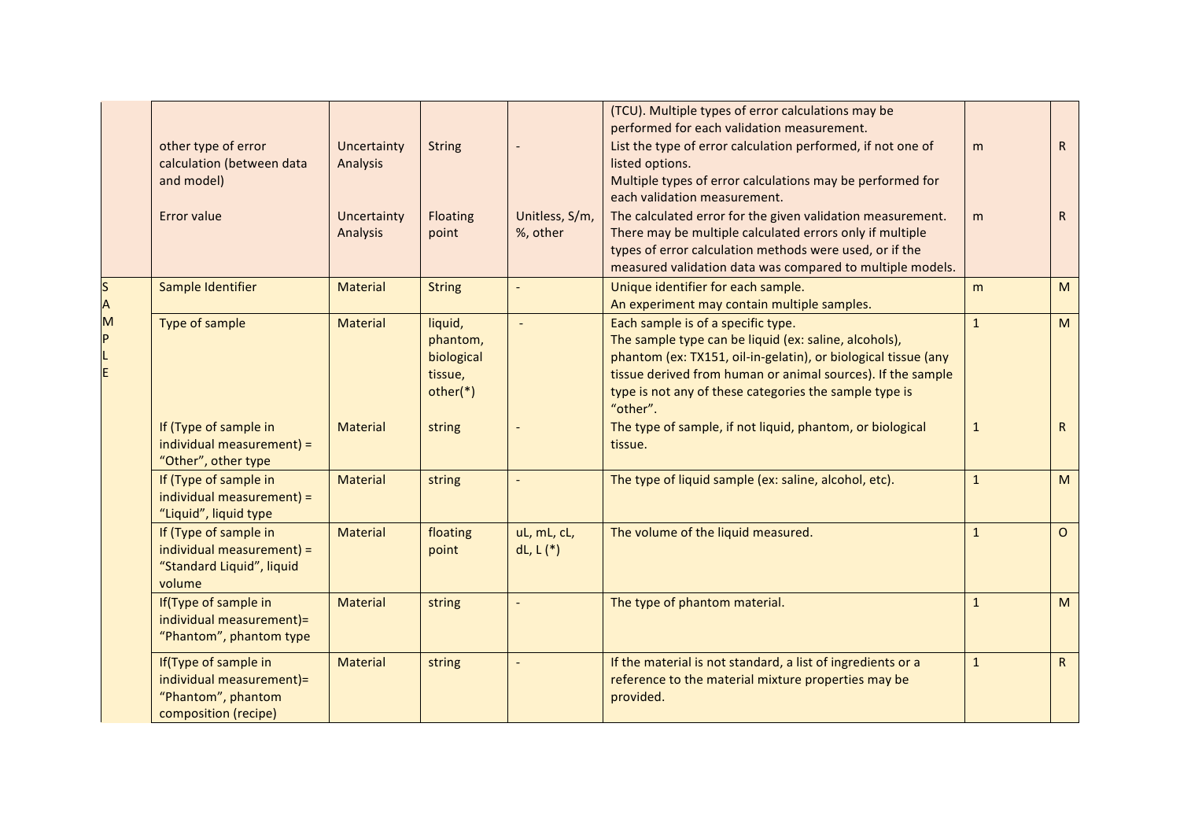| | | | | | | | |
|---|---|---|---|---|---|---|---|
| | other type of error calculation (between data and model) | Uncertainty Analysis | String | - | (TCU). Multiple types of error calculations may be performed for each validation measurement.<br>List the type of error calculation performed, if not one of listed options.<br>Multiple types of error calculations may be performed for each validation measurement. | m | R |
| | Error value | Uncertainty Analysis | Floating point | Unitless, S/m, %, other | The calculated error for the given validation measurement. There may be multiple calculated errors only if multiple types of error calculation methods were used, or if the measured validation data was compared to multiple models. | m | R |
| SAMPLE | Sample Identifier | Material | String | - | Unique identifier for each sample.<br>An experiment may contain multiple samples. | m | M |
| | Type of sample | Material | liquid, phantom, biological tissue, other(*) | - | Each sample is of a specific type.<br>The sample type can be liquid (ex: saline, alcohols), phantom (ex: TX151, oil-in-gelatin), or biological tissue (any tissue derived from human or animal sources). If the sample type is not any of these categories the sample type is "other". | 1 | M |
| | If (Type of sample in individual measurement) = "Other", other type | Material | string | - | The type of sample, if not liquid, phantom, or biological tissue. | 1 | R |
| | If (Type of sample in individual measurement) = "Liquid", liquid type | Material | string | - | The type of liquid sample (ex: saline, alcohol, etc). | 1 | M |
| | If (Type of sample in individual measurement) = "Standard Liquid", liquid volume | Material | floating point | uL, mL, cL, dL, L (*) | The volume of the liquid measured. | 1 | O |
| | If(Type of sample in individual measurement)= "Phantom", phantom type | Material | string | - | The type of phantom material. | 1 | M |
| | If(Type of sample in individual measurement)= "Phantom", phantom composition (recipe) | Material | string | - | If the material is not standard, a list of ingredients or a reference to the material mixture properties may be provided. | 1 | R |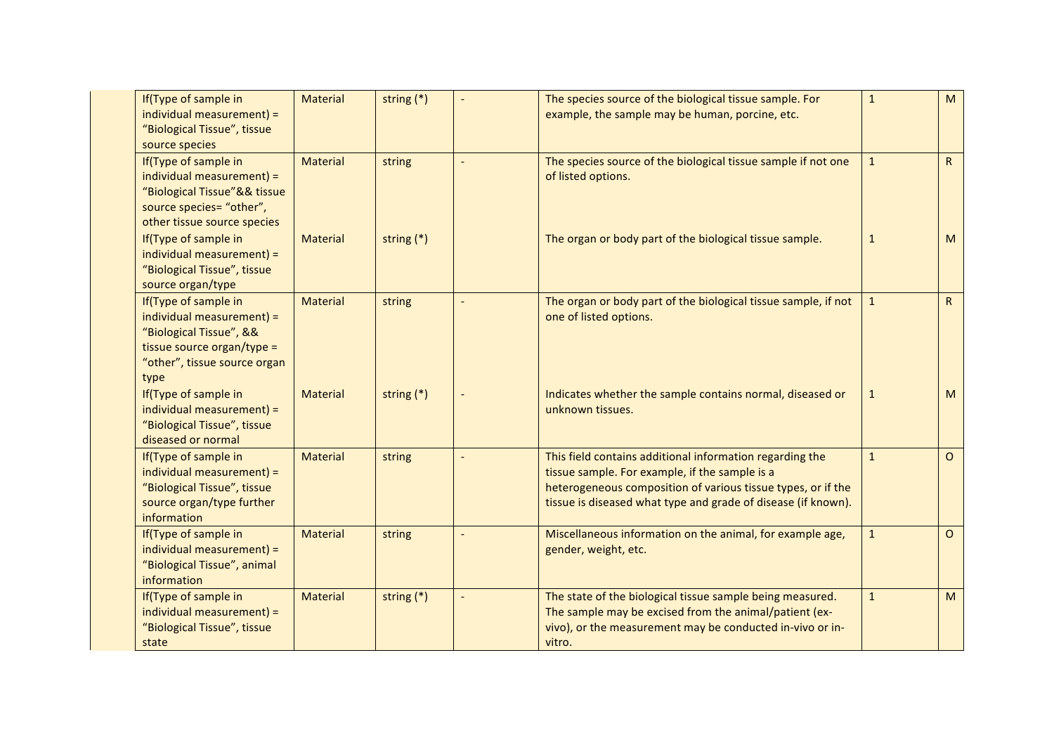| | | | | | | |
|---|---|---|---|---|---|---|
| If(Type of sample in individual measurement) = "Biological Tissue", tissue source species | Material | string (*) | - | The species source of the biological tissue sample. For example, the sample may be human, porcine, etc. | 1 | M |
| If(Type of sample in individual measurement) = "Biological Tissue"&& tissue source species= "other", other tissue source species | Material | string | - | The species source of the biological tissue sample if not one of listed options. | 1 | R |
| If(Type of sample in individual measurement) = "Biological Tissue", tissue source organ/type | Material | string (*) | | The organ or body part of the biological tissue sample. | 1 | M |
| If(Type of sample in individual measurement) = "Biological Tissue", && tissue source organ/type = "other", tissue source organ type | Material | string | - | The organ or body part of the biological tissue sample, if not one of listed options. | 1 | R |
| If(Type of sample in individual measurement) = "Biological Tissue", tissue diseased or normal | Material | string (*) | - | Indicates whether the sample contains normal, diseased or unknown tissues. | 1 | M |
| If(Type of sample in individual measurement) = "Biological Tissue", tissue source organ/type further information | Material | string | - | This field contains additional information regarding the tissue sample. For example, if the sample is a heterogeneous composition of various tissue types, or if the tissue is diseased what type and grade of disease (if known). | 1 | O |
| If(Type of sample in individual measurement) = "Biological Tissue", animal information | Material | string | - | Miscellaneous information on the animal, for example age, gender, weight, etc. | 1 | O |
| If(Type of sample in individual measurement) = "Biological Tissue", tissue state | Material | string (*) | - | The state of the biological tissue sample being measured. The sample may be excised from the animal/patient (ex-vivo), or the measurement may be conducted in-vivo or in-vitro. | 1 | M |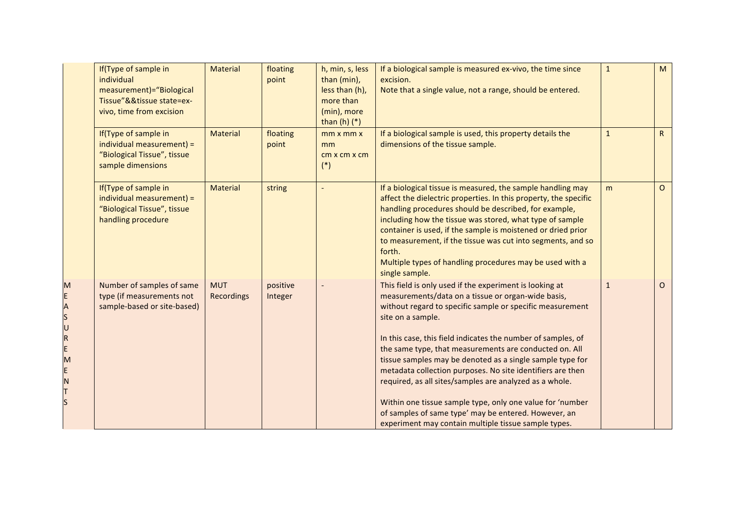|  |  |  |  |  |  |  |  |
|---|---|---|---|---|---|---|---|
|  | If(Type of sample in individual measurement)="Biological Tissue"&&tissue state=ex-vivo, time from excision | Material | floating point | h, min, s, less than (min), less than (h), more than (min), more than (h) (*) | If a biological sample is measured ex-vivo, the time since excision.<br>Note that a single value, not a range, should be entered. | 1 | M |
|  | If(Type of sample in individual measurement) = "Biological Tissue", tissue sample dimensions | Material | floating point | mm x mm x mm<br>cm x cm x cm (*) | If a biological sample is used, this property details the dimensions of the tissue sample. | 1 | R |
|  | If(Type of sample in individual measurement) = "Biological Tissue", tissue handling procedure | Material | string | - | If a biological tissue is measured, the sample handling may affect the dielectric properties. In this property, the specific handling procedures should be described, for example, including how the tissue was stored, what type of sample container is used, if the sample is moistened or dried prior to measurement, if the tissue was cut into segments, and so forth.<br>Multiple types of handling procedures may be used with a single sample. | m | O |
| MEASUREMENTS | Number of samples of same type (if measurements not sample-based or site-based) | MUT Recordings | positive Integer | - | This field is only used if the experiment is looking at measurements/data on a tissue or organ-wide basis, without regard to specific sample or specific measurement site on a sample.<br><br>In this case, this field indicates the number of samples, of the same type, that measurements are conducted on. All tissue samples may be denoted as a single sample type for metadata collection purposes. No site identifiers are then required, as all sites/samples are analyzed as a whole.<br><br>Within one tissue sample type, only one value for 'number of samples of same type' may be entered. However, an experiment may contain multiple tissue sample types. | 1 | O |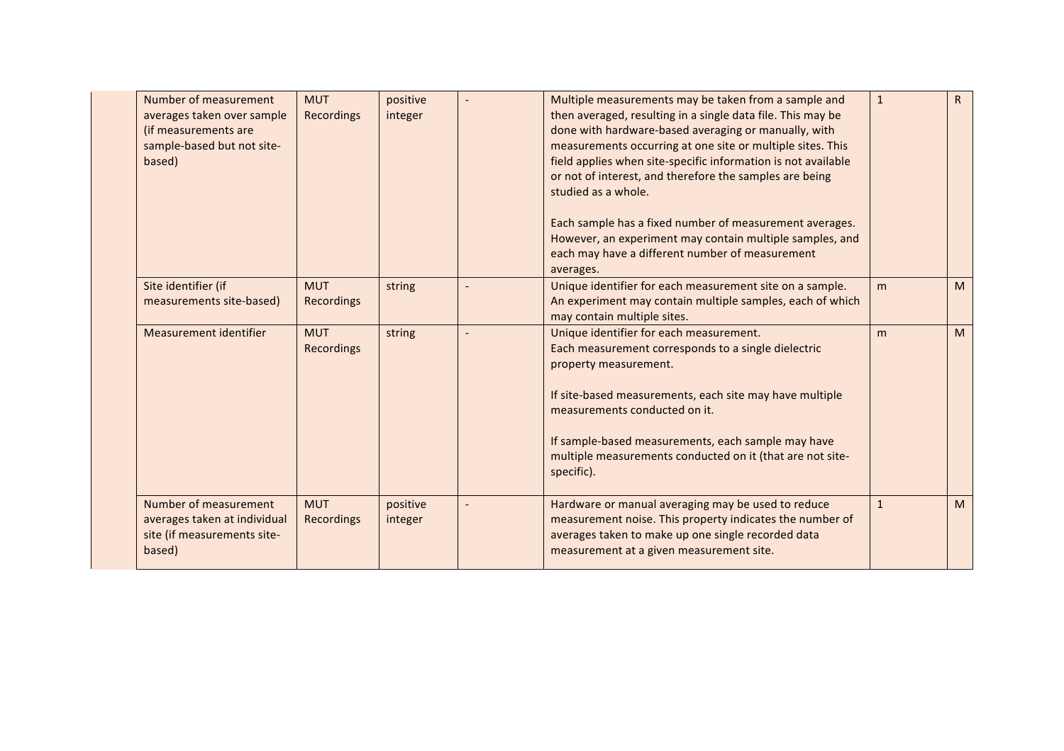| | | | | | | |
|---|---|---|---|---|---|---|
| Number of measurement averages taken over sample (if measurements are sample-based but not site-based) | MUT Recordings | positive integer | - | Multiple measurements may be taken from a sample and then averaged, resulting in a single data file. This may be done with hardware-based averaging or manually, with measurements occurring at one site or multiple sites. This field applies when site-specific information is not available or not of interest, and therefore the samples are being studied as a whole.<br><br>Each sample has a fixed number of measurement averages. However, an experiment may contain multiple samples, and each may have a different number of measurement averages. | 1 | R |
| Site identifier (if measurements site-based) | MUT Recordings | string | - | Unique identifier for each measurement site on a sample. An experiment may contain multiple samples, each of which may contain multiple sites. | m | M |
| Measurement identifier | MUT Recordings | string | - | Unique identifier for each measurement.<br>Each measurement corresponds to a single dielectric property measurement.<br><br>If site-based measurements, each site may have multiple measurements conducted on it.<br><br>If sample-based measurements, each sample may have multiple measurements conducted on it (that are not site-specific). | m | M |
| Number of measurement averages taken at individual site (if measurements site-based) | MUT Recordings | positive integer | - | Hardware or manual averaging may be used to reduce measurement noise. This property indicates the number of averages taken to make up one single recorded data measurement at a given measurement site. | 1 | M |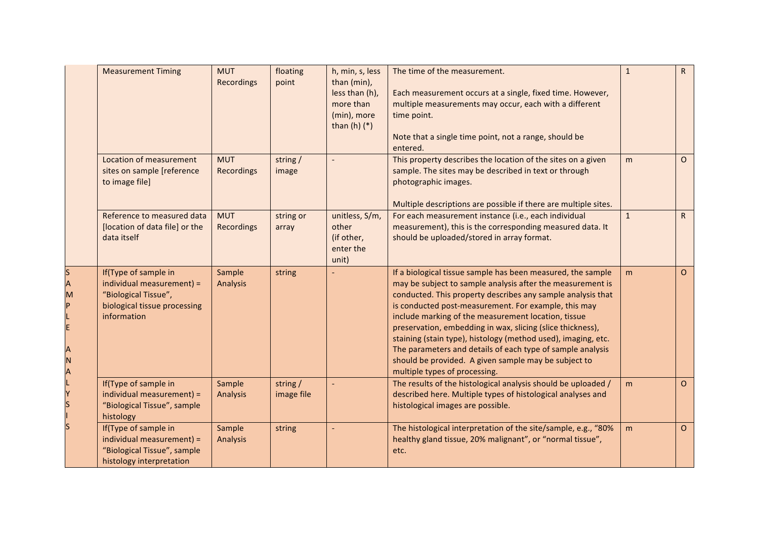| | | | | | | | |
|---|---|---|---|---|---|---|---|
| | Measurement Timing | MUT Recordings | floating point | h, min, s, less than (min), less than (h), more than (min), more than (h) (*) | The time of the measurement.<br><br>Each measurement occurs at a single, fixed time. However, multiple measurements may occur, each with a different time point.<br><br>Note that a single time point, not a range, should be entered. | 1 | R |
| | Location of measurement sites on sample [reference to image file] | MUT Recordings | string / image | - | This property describes the location of the sites on a given sample. The sites may be described in text or through photographic images.<br><br>Multiple descriptions are possible if there are multiple sites. | m | O |
| | Reference to measured data [location of data file] or the data itself | MUT Recordings | string or array | unitless, S/m, other (if other, enter the unit) | For each measurement instance (i.e., each individual measurement), this is the corresponding measured data. It should be uploaded/stored in array format. | 1 | R |
| SAMPLE ANALYSIS | If(Type of sample in individual measurement) = “Biological Tissue”, biological tissue processing information | Sample Analysis | string | - | If a biological tissue sample has been measured, the sample may be subject to sample analysis after the measurement is conducted. This property describes any sample analysis that is conducted post-measurement. For example, this may include marking of the measurement location, tissue preservation, embedding in wax, slicing (slice thickness), staining (stain type), histology (method used), imaging, etc. The parameters and details of each type of sample analysis should be provided. A given sample may be subject to multiple types of processing. | m | O |
| | If(Type of sample in individual measurement) = “Biological Tissue”, sample histology | Sample Analysis | string / image file | - | The results of the histological analysis should be uploaded / described here. Multiple types of histological analyses and histological images are possible. | m | O |
| | If(Type of sample in individual measurement) = “Biological Tissue”, sample histology interpretation | Sample Analysis | string | - | The histological interpretation of the site/sample, e.g., “80% healthy gland tissue, 20% malignant”, or “normal tissue”, etc. | m | O |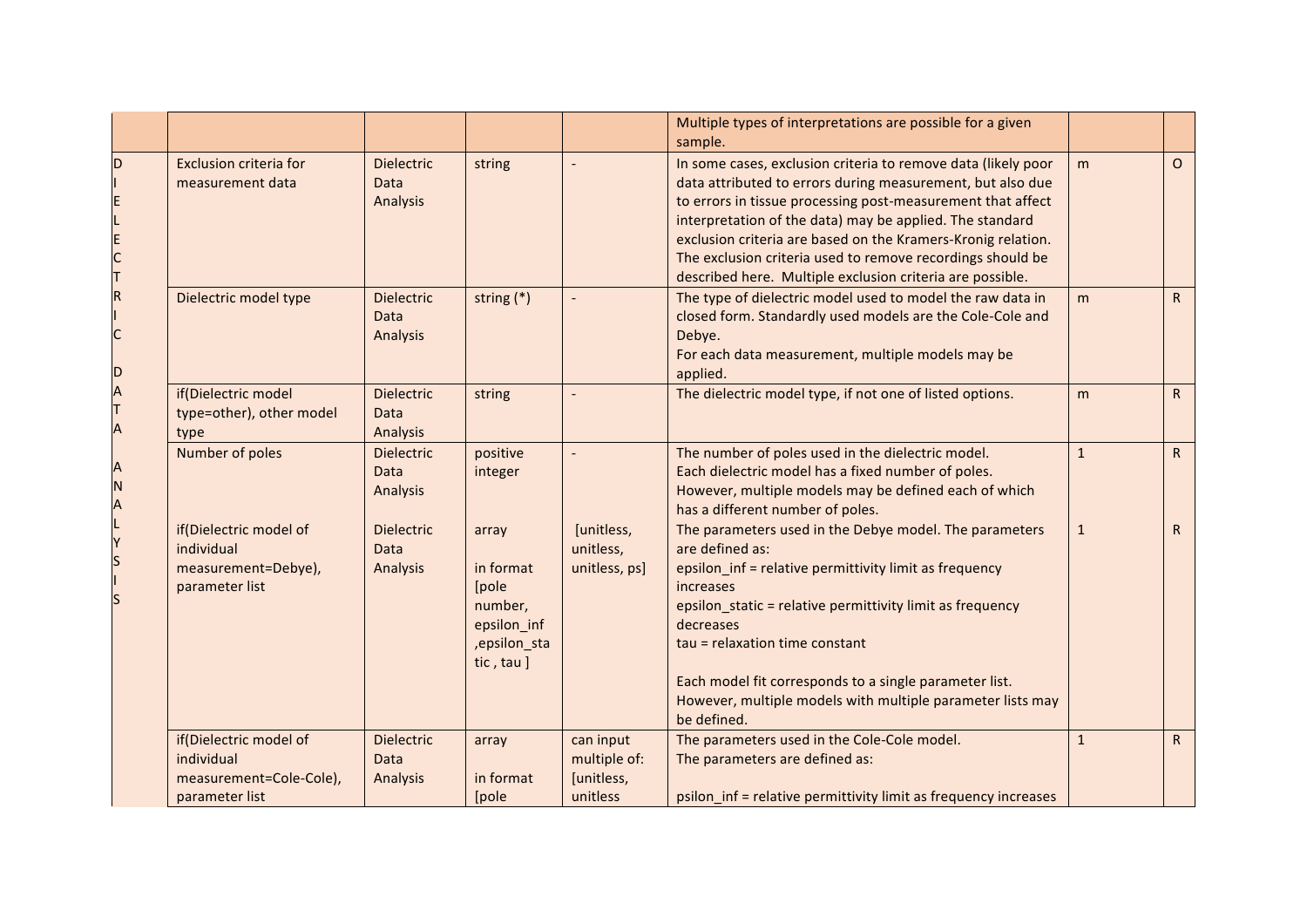| | | | | | | | |
|---|---|---|---|---|---|---|---|
| | | | | | Multiple types of interpretations are possible for a given sample. | | |
| DIELECTRIC DATA ANALYSIS | Exclusion criteria for measurement data | Dielectric Data Analysis | string | - | In some cases, exclusion criteria to remove data (likely poor data attributed to errors during measurement, but also due to errors in tissue processing post-measurement that affect interpretation of the data) may be applied. The standard exclusion criteria are based on the Kramers-Kronig relation. The exclusion criteria used to remove recordings should be described here. Multiple exclusion criteria are possible. | m | O |
| | Dielectric model type | Dielectric Data Analysis | string (*) | - | The type of dielectric model used to model the raw data in closed form. Standardly used models are the Cole-Cole and Debye.<br>For each data measurement, multiple models may be applied. | m | R |
| | if(Dielectric model type=other), other model type | Dielectric Data Analysis | string | - | The dielectric model type, if not one of listed options. | m | R |
| | Number of poles | Dielectric Data Analysis | positive integer | - | The number of poles used in the dielectric model.<br>Each dielectric model has a fixed number of poles. However, multiple models may be defined each of which has a different number of poles. | 1 | R |
| | if(Dielectric model of individual measurement=Debye), parameter list | Dielectric Data Analysis | array<br><br>in format [pole number, epsilon_inf ,epsilon_static , tau ] | [unitless, unitless, unitless, ps] | The parameters used in the Debye model. The parameters are defined as:<br>epsilon_inf = relative permittivity limit as frequency increases<br>epsilon_static = relative permittivity limit as frequency decreases<br>tau = relaxation time constant<br><br>Each model fit corresponds to a single parameter list. However, multiple models with multiple parameter lists may be defined. | 1 | R |
| | if(Dielectric model of individual measurement=Cole-Cole), parameter list | Dielectric Data Analysis | array<br><br>in format [pole | can input multiple of: [unitless, unitless | The parameters used in the Cole-Cole model.<br>The parameters are defined as:<br><br>psilon_inf = relative permittivity limit as frequency increases | 1 | R |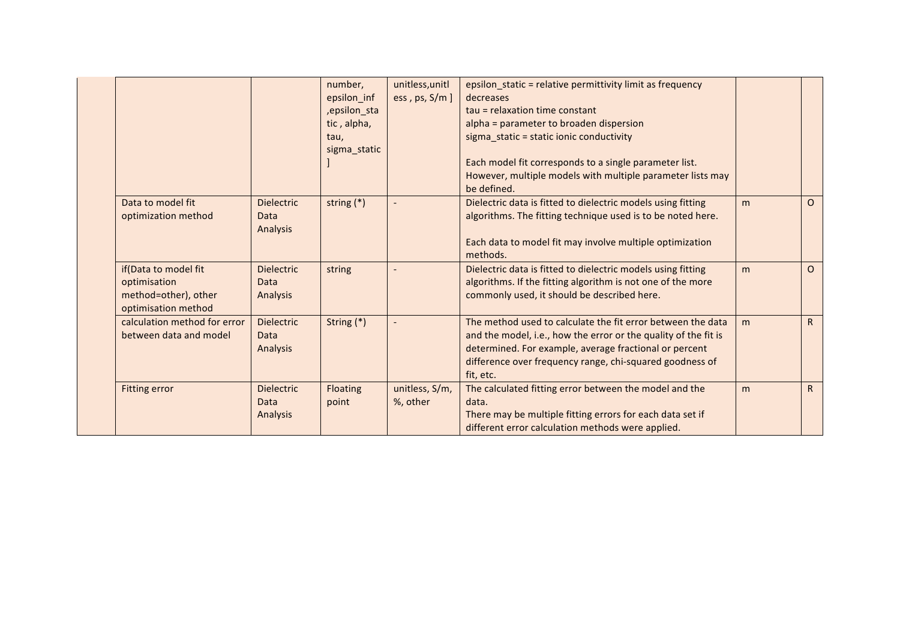| | | | | | | | |
|---|---|---|---|---|---|---|---|
| | | | number, epsilon_inf ,epsilon_static , alpha, tau, sigma_static ] | unitless,unitless , ps, S/m ] | epsilon_static = relative permittivity limit as frequency decreases<br>tau = relaxation time constant<br>alpha = parameter to broaden dispersion<br>sigma_static = static ionic conductivity<br><br>Each model fit corresponds to a single parameter list. However, multiple models with multiple parameter lists may be defined. | | |
| | Data to model fit optimization method | Dielectric Data Analysis | string (*) | - | Dielectric data is fitted to dielectric models using fitting algorithms. The fitting technique used is to be noted here.<br><br>Each data to model fit may involve multiple optimization methods. | m | O |
| | if(Data to model fit optimisation method=other), other optimisation method | Dielectric Data Analysis | string | - | Dielectric data is fitted to dielectric models using fitting algorithms. If the fitting algorithm is not one of the more commonly used, it should be described here. | m | O |
| | calculation method for error between data and model | Dielectric Data Analysis | String (*) | - | The method used to calculate the fit error between the data and the model, i.e., how the error or the quality of the fit is determined. For example, average fractional or percent difference over frequency range, chi-squared goodness of fit, etc. | m | R |
| | Fitting error | Dielectric Data Analysis | Floating point | unitless, S/m, %, other | The calculated fitting error between the model and the data.<br>There may be multiple fitting errors for each data set if different error calculation methods were applied. | m | R |